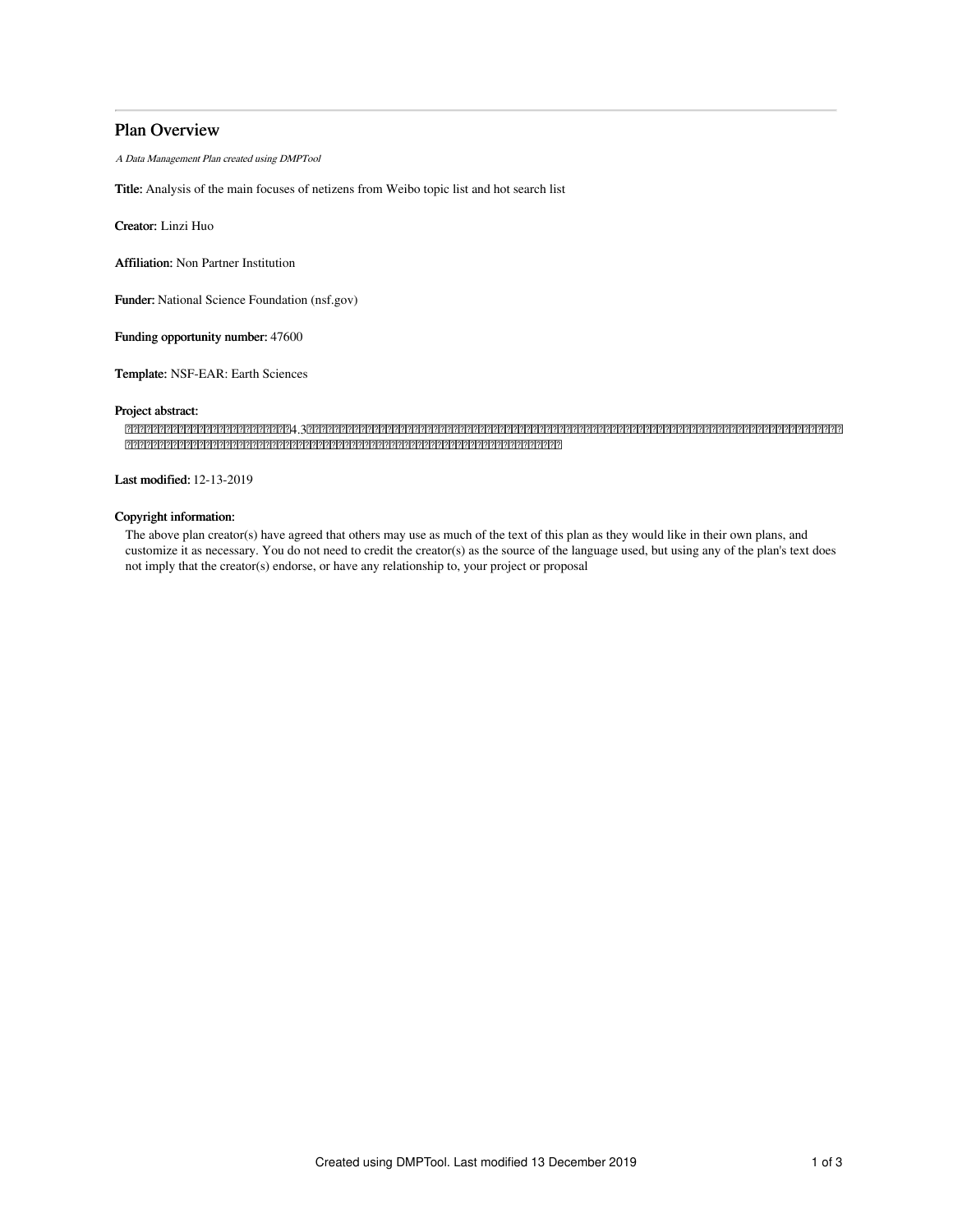## Plan Overview

*A Data Management Plan created using DMPTool*

**Title:** Analysis of the main focuses of netizens from Weibo topic list and hot search list

**Creator:** Linzi Huo

**Affiliation:** Non Partner Institution

**Funder:** National Science Foundation (nsf.gov)

**Funding opportunity number:** 47600

**Template:** NSF-EAR: Earth Sciences

**Project abstract:**

□□□□□□□□□□□□□□□□□□□□□□□□□4.3□□□□□□□□□□□□□□□□□□□□□□□□□□□□□□□□□□□□□□□□□□□□□□□□□□□□□□□□□□□□□□□□□□□□□□□□□□□□□□□□□□□□□□□□□□□□□□□□□□□□□□□□□□□□□□□□□□□□□□□□□□□□□□□□□□□□□□□□□□□□□□□□□□□□□□□□□□□□□□□□□□□□□□□□□□□□□□□□□□□

**Last modified:** 12-13-2019

**Copyright information:**

The above plan creator(s) have agreed that others may use as much of the text of this plan as they would like in their own plans, and customize it as necessary. You do not need to credit the creator(s) as the source of the language used, but using any of the plan's text does not imply that the creator(s) endorse, or have any relationship to, your project or proposal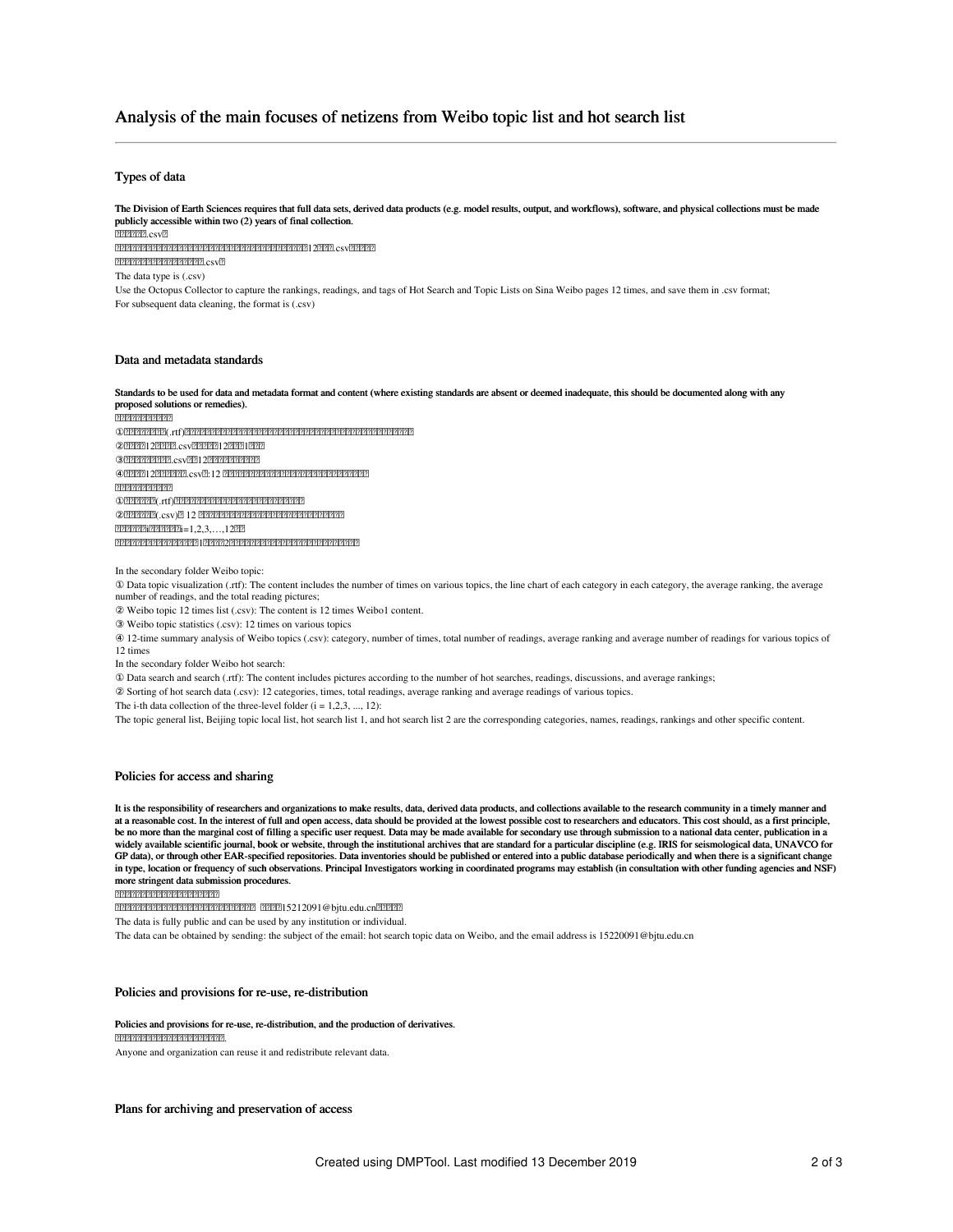### Types of data

**The Division of Earth Sciences requires that full data sets, derived data products (e.g. model results, output, and workflows), software, and physical collections must be made publicly accessible within two (2) years of final collection.**

The data type is (.csv)

Use the Octopus Collector to capture the rankings, readings, and tags of Hot Search and Topic Lists on Sina Weibo pages 12 times, and save them in .csv format;

For subsequent data cleaning, the format is (.csv)

### Data and metadata standards

**Standards to be used for data and metadata format and content (where existing standards are absent or deemed inadequate, this should be documented along with any proposed solutions or remedies).**

In the secondary folder Weibo topic:

① Data topic visualization (.rtf): The content includes the number of times on various topics, the line chart of each category in each category, the average ranking, the average number of readings, and the total reading pictures;

② Weibo topic 12 times list (.csv): The content is 12 times Weibo1 content.

③ Weibo topic statistics (.csv): 12 times on various topics

④ 12-time summary analysis of Weibo topics (.csv): category, number of times, total number of readings, average ranking and average number of readings for various topics of 12 times

In the secondary folder Weibo hot search:

① Data search and search (.rtf): The content includes pictures according to the number of hot searches, readings, discussions, and average rankings;

② Sorting of hot search data (.csv): 12 categories, times, total readings, average ranking and average readings of various topics.

The i-th data collection of the three-level folder (i = 1,2,3, ..., 12):

The topic general list, Beijing topic local list, hot search list 1, and hot search list 2 are the corresponding categories, names, readings, rankings and other specific content.

### Policies for access and sharing

**It is the responsibility of researchers and organizations to make results, data, derived data products, and collections available to the research community in a timely manner and at a reasonable cost. In the interest of full and open access, data should be provided at the lowest possible cost to researchers and educators. This cost should, as a first principle, be no more than the marginal cost of filling a specific user request. Data may be made available for secondary use through submission to a national data center, publication in a widely available scientific journal, book or website, through the institutional archives that are standard for a particular discipline (e.g. IRIS for seismological data, UNAVCO for GP data), or through other EAR-specified repositories. Data inventories should be published or entered into a public database periodically and when there is a significant change in type, location or frequency of such observations. Principal Investigators working in coordinated programs may establish (in consultation with other funding agencies and NSF) more stringent data submission procedures.**

The data is fully public and can be used by any institution or individual.

The data can be obtained by sending: the subject of the email: hot search topic data on Weibo, and the email address is 15220091@bjtu.edu.cn

### Policies and provisions for re-use, re-distribution

**Policies and provisions for re-use, re-distribution, and the production of derivatives.**

Anyone and organization can reuse it and redistribute relevant data.

### Plans for archiving and preservation of access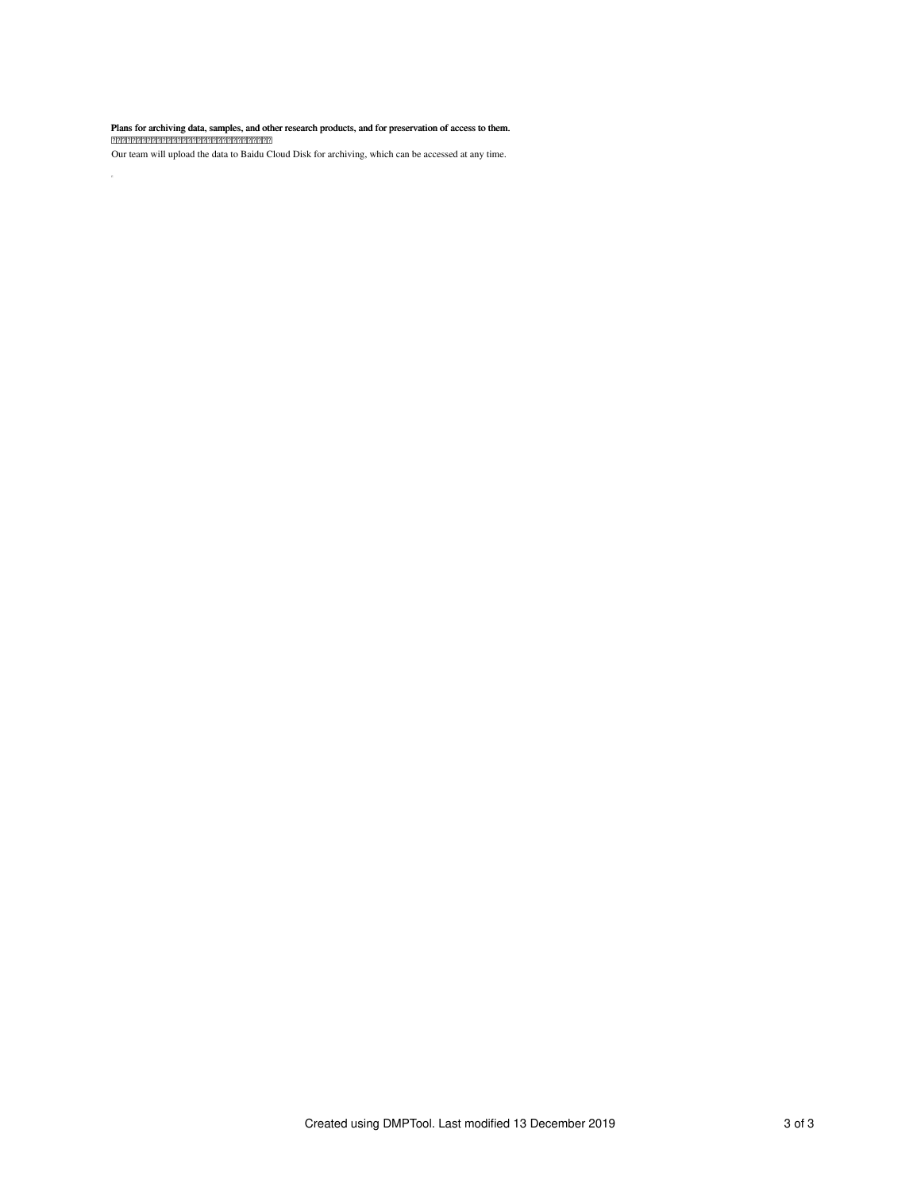**Plans for archiving data, samples, and other research products, and for preservation of access to them.**

Our team will upload the data to Baidu Cloud Disk for archiving, which can be accessed at any time.